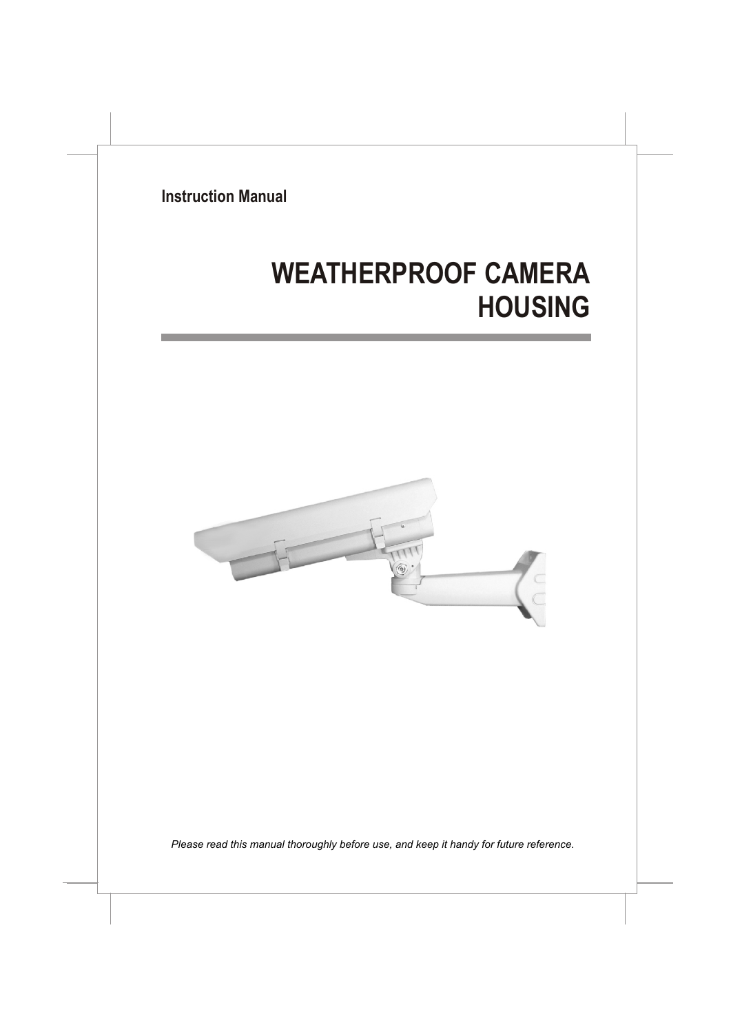Instruction Manual

# WEATHERPROOF CAMERA HOUSING

*Please read this manual thoroughly before use, and keep it handy for future reference.*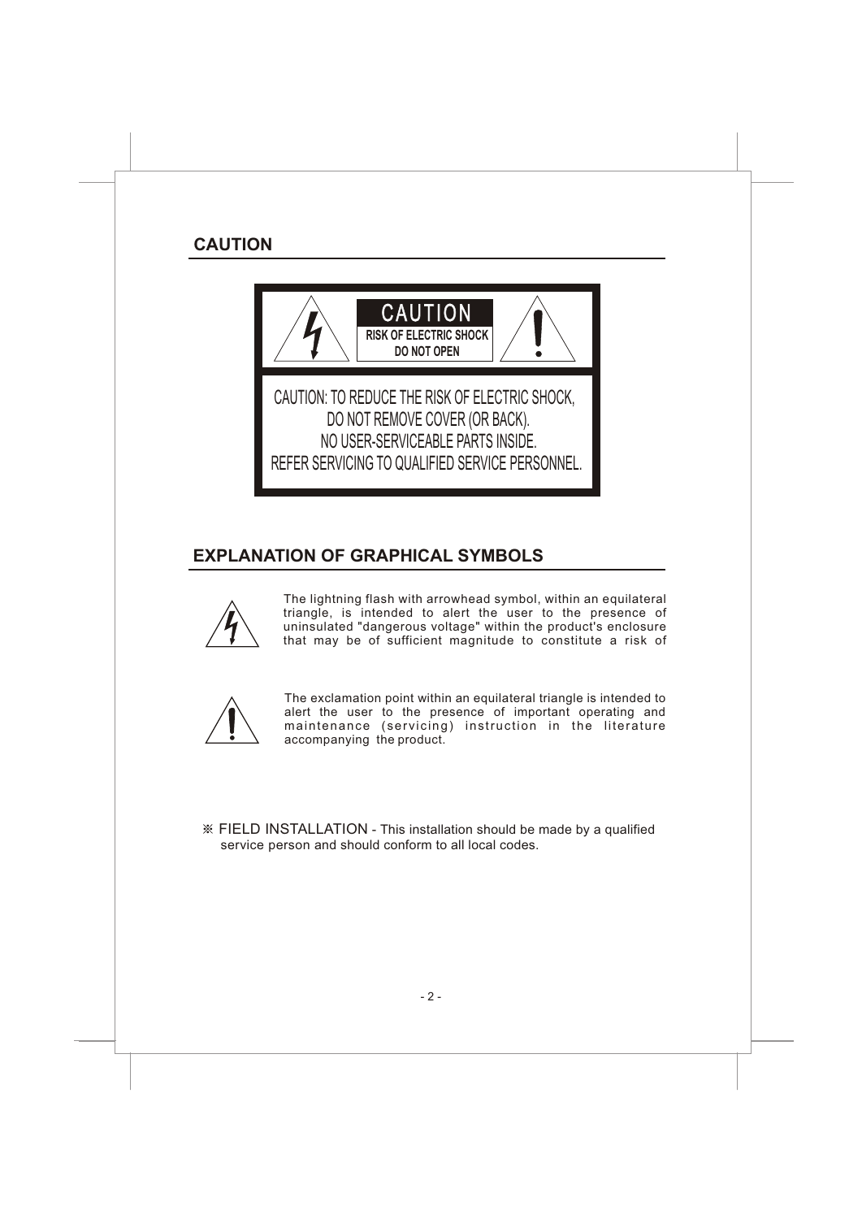## CAUTION

**CAUTION**

**RISK OF ELECTRIC SHOCK**
**DO NOT OPEN**

CAUTION: TO REDUCE THE RISK OF ELECTRIC SHOCK,
DO NOT REMOVE COVER (OR BACK).
NO USER-SERVICEABLE PARTS INSIDE.
REFER SERVICING TO QUALIFIED SERVICE PERSONNEL.

## EXPLANATION OF GRAPHICAL SYMBOLS

The lightning flash with arrowhead symbol, within an equilateral triangle, is intended to alert the user to the presence of uninsulated "dangerous voltage" within the product's enclosure that may be of sufficient magnitude to constitute a risk of

The exclamation point within an equilateral triangle is intended to alert the user to the presence of important operating and maintenance (servicing) instruction in the literature accompanying the product.

※ FIELD INSTALLATION - This installation should be made by a qualified service person and should conform to all local codes.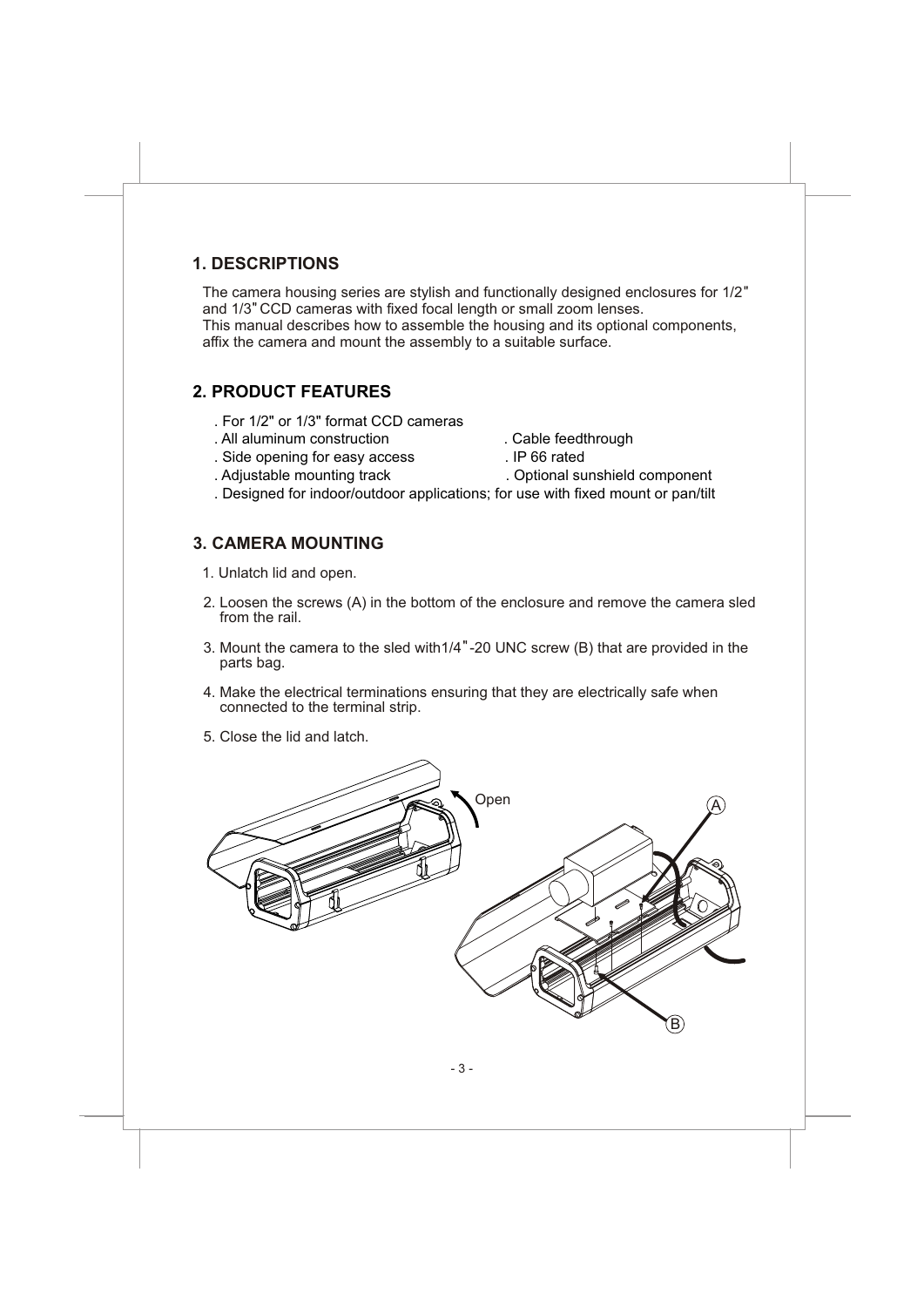## 1. DESCRIPTIONS

The camera housing series are stylish and functionally designed enclosures for 1/2" and 1/3" CCD cameras with fixed focal length or small zoom lenses.
This manual describes how to assemble the housing and its optional components, affix the camera and mount the assembly to a suitable surface.

## 2. PRODUCT FEATURES

. For 1/2" or 1/3" format CCD cameras
. All aluminum construction
. Cable feedthrough
. Side opening for easy access
. IP 66 rated
. Adjustable mounting track
. Optional sunshield component
. Designed for indoor/outdoor applications; for use with fixed mount or pan/tilt

## 3. CAMERA MOUNTING

1. Unlatch lid and open.
2. Loosen the screws (A) in the bottom of the enclosure and remove the camera sled from the rail.
3. Mount the camera to the sled with1/4"-20 UNC screw (B) that are provided in the parts bag.
4. Make the electrical terminations ensuring that they are electrically safe when connected to the terminal strip.
5. Close the lid and latch.

Open

A

B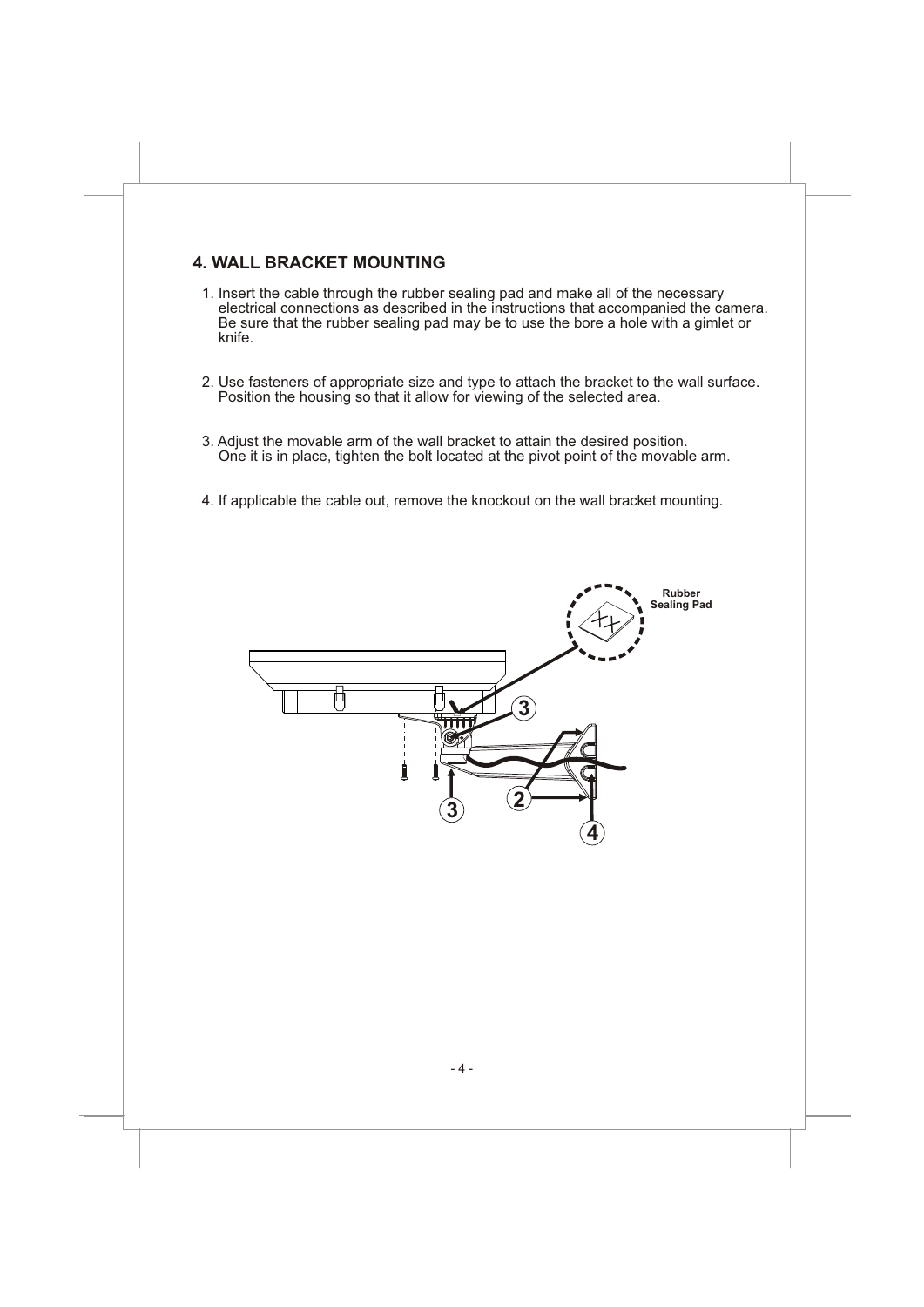## 4. WALL BRACKET MOUNTING

1. Insert the cable through the rubber sealing pad and make all of the necessary electrical connections as described in the instructions that accompanied the camera. Be sure that the rubber sealing pad may be to use the bore a hole with a gimlet or knife.

2. Use fasteners of appropriate size and type to attach the bracket to the wall surface. Position the housing so that it allow for viewing of the selected area.

3. Adjust the movable arm of the wall bracket to attain the desired position. One it is in place, tighten the bolt located at the pivot point of the movable arm.

4. If applicable the cable out, remove the knockout on the wall bracket mounting.

Rubber Sealing Pad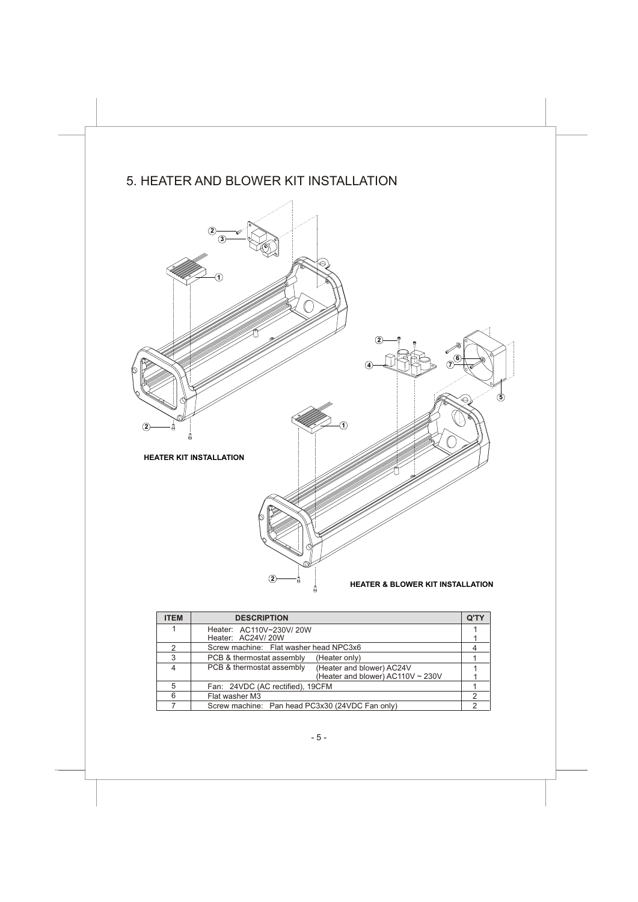# 5. HEATER AND BLOWER KIT INSTALLATION

**HEATER KIT INSTALLATION**

**HEATER & BLOWER KIT INSTALLATION**

| ITEM | DESCRIPTION | Q'TY |
|---|---|---|
| 1 | Heater: AC110V~230V/ 20W<br>Heater: AC24V/ 20W | 1<br>1 |
| 2 | Screw machine: Flat washer head NPC3x6 | 4 |
| 3 | PCB & thermostat assembly (Heater only) | 1 |
| 4 | PCB & thermostat assembly (Heater and blower) AC24V<br>(Heater and blower) AC110V ~ 230V | 1<br>1 |
| 5 | Fan: 24VDC (AC rectified), 19CFM | 1 |
| 6 | Flat washer M3 | 2 |
| 7 | Screw machine: Pan head PC3x30 (24VDC Fan only) | 2 |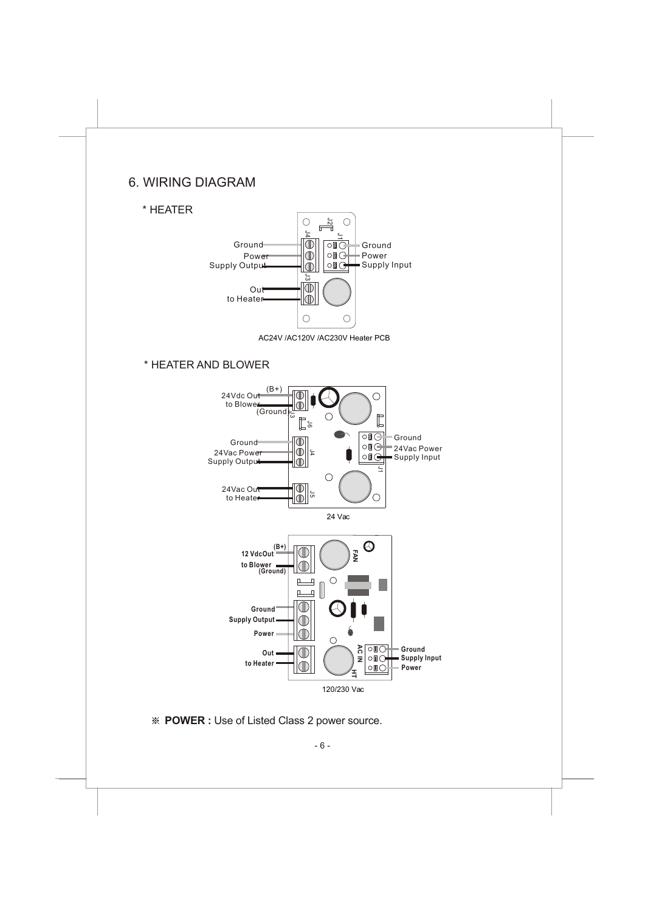# 6. WIRING DIAGRAM

## * HEATER

Ground
Power
Supply Output
Out
to Heater

J2
J4
J1
J3

Ground
Power
Supply Input

AC24V /AC120V /AC230V Heater PCB

## * HEATER AND BLOWER

(B+)
24Vdc Out
to Blower
(Ground)
J3
J6
Ground
24Vac Power
Supply Output
J4
24Vac Out
to Heater
J5
Ground
24Vac Power
Supply Input
J1

24 Vac

(B+)
12 VdcOut
to Blower
(Ground)
FAN
Ground
Supply Output
Power
Out
to Heater
AC IN
HT
Ground
Supply Input
Power

120/230 Vac

※ **POWER :** Use of Listed Class 2 power source.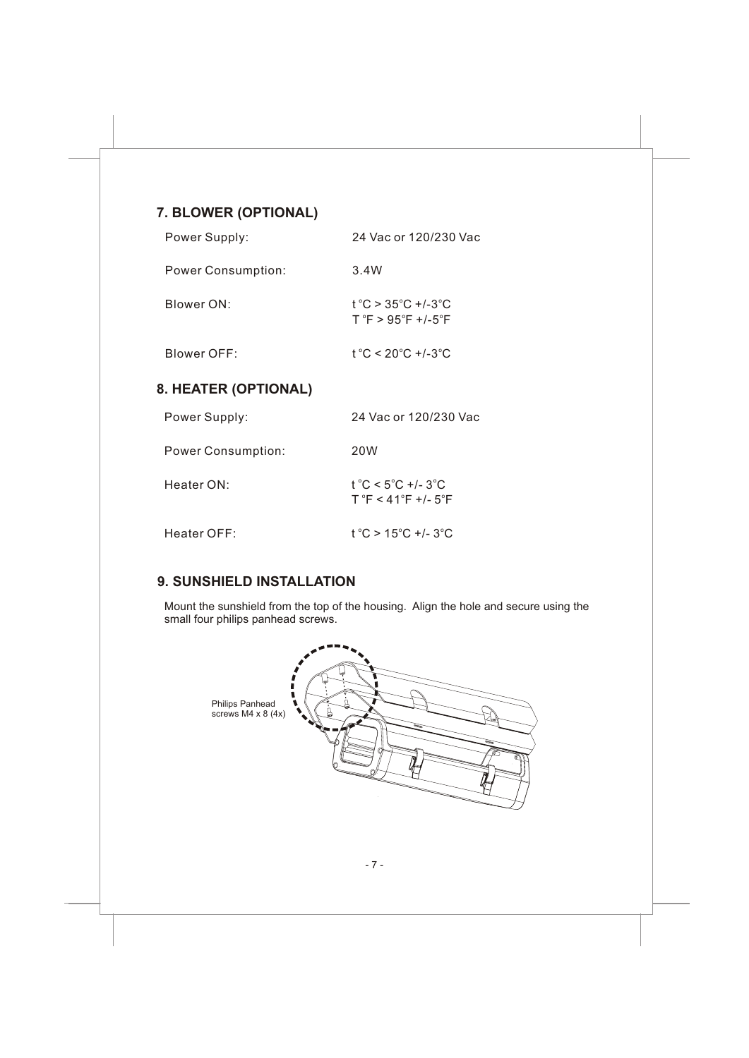## 7. BLOWER (OPTIONAL)

| | |
|---|---|
| Power Supply: | 24 Vac or 120/230 Vac |
| Power Consumption: | 3.4W |
| Blower ON: | t °C > 35°C +/-3°C<br>T °F > 95°F +/-5°F |
| Blower OFF: | t °C < 20°C +/-3°C |

## 8. HEATER (OPTIONAL)

| | |
|---|---|
| Power Supply: | 24 Vac or 120/230 Vac |
| Power Consumption: | 20W |
| Heater ON: | t °C < 5°C +/- 3°C<br>T °F < 41°F +/- 5°F |
| Heater OFF: | t °C > 15°C +/- 3°C |

## 9. SUNSHIELD INSTALLATION

Mount the sunshield from the top of the housing. Align the hole and secure using the small four philips panhead screws.

Philips Panhead screws M4 x 8 (4x)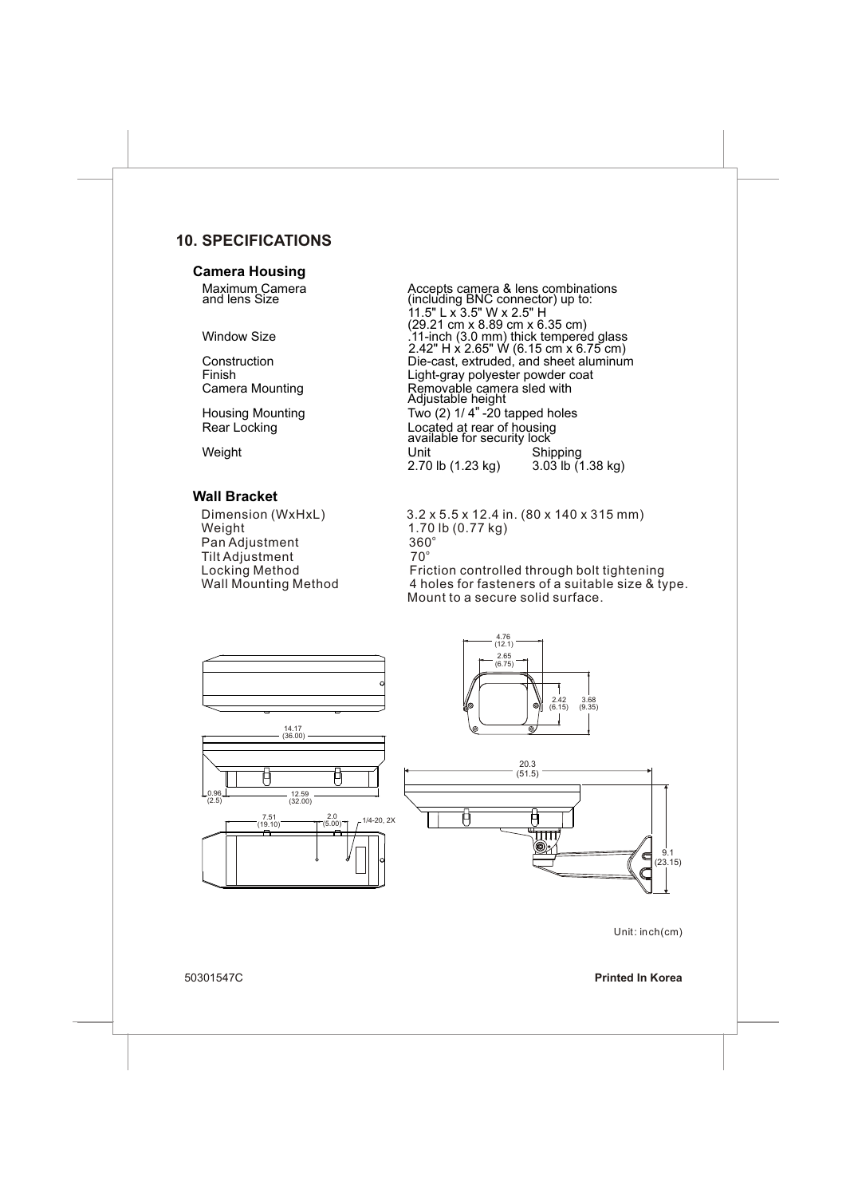## 10. SPECIFICATIONS

### Camera Housing

| | | |
|---|---|---|
| Maximum Camera and lens Size | Accepts camera & lens combinations (including BNC connector) up to: 11.5" L x 3.5" W x 2.5" H (29.21 cm x 8.89 cm x 6.35 cm) | |
| Window Size | .11-inch (3.0 mm) thick tempered glass 2.42" H x 2.65" W (6.15 cm x 6.75 cm) | |
| Construction | Die-cast, extruded, and sheet aluminum | |
| Finish | Light-gray polyester powder coat | |
| Camera Mounting | Removable camera sled with Adjustable height | |
| Housing Mounting | Two (2) 1/ 4" -20 tapped holes | |
| Rear Locking | Located at rear of housing available for security lock | |
| Weight | Unit | Shipping |
| | 2.70 lb (1.23 kg) | 3.03 lb (1.38 kg) |

### Wall Bracket

| | |
|---|---|
| Dimension (WxHxL) | 3.2 x 5.5 x 12.4 in. (80 x 140 x 315 mm) |
| Weight | 1.70 lb (0.77 kg) |
| Pan Adjustment | 360° |
| Tilt Adjustment | 70° |
| Locking Method | Friction controlled through bolt tightening |
| Wall Mounting Method | 4 holes for fasteners of a suitable size & type. Mount to a secure solid surface. |

14.17
(36.00)
0.96
(2.5)
12.59
(32.00)
7.51
(19.10)
2.0
(5.00)
1/4-20, 2X
4.76
(12.1)
2.65
(6.75)
2.42
(6.15)
3.68
(9.35)
20.3
(51.5)
9.1
(23.15)

Unit: inch(cm)

50301547C

**Printed In Korea**